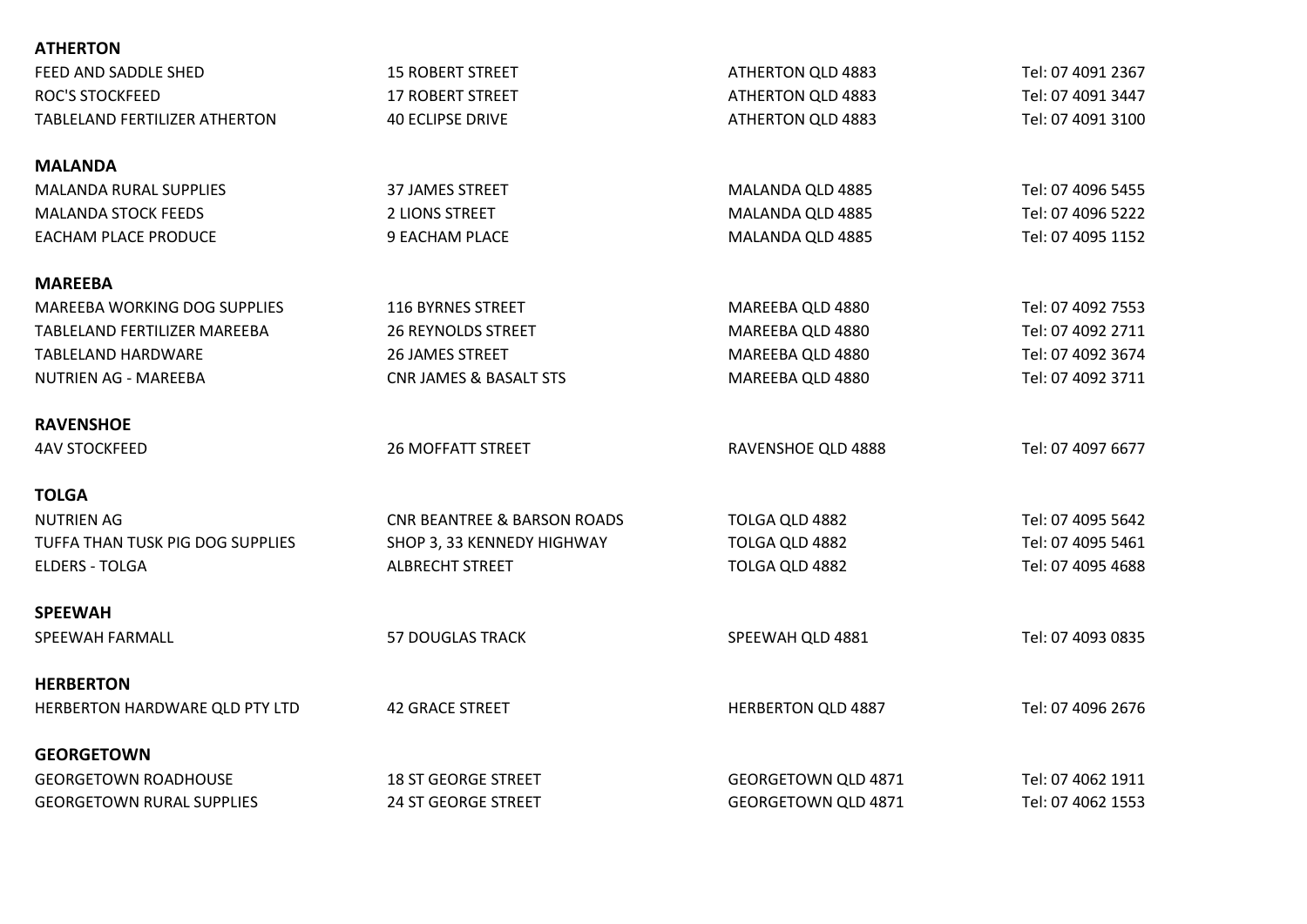**ATHERTON**

| | | | |
|---|---|---|---|
| FEED AND SADDLE SHED | 15 ROBERT STREET | ATHERTON QLD 4883 | Tel: 07 4091 2367 |
| ROC'S STOCKFEED | 17 ROBERT STREET | ATHERTON QLD 4883 | Tel: 07 4091 3447 |
| TABLELAND FERTILIZER ATHERTON | 40 ECLIPSE DRIVE | ATHERTON QLD 4883 | Tel: 07 4091 3100 |

**MALANDA**

| | | | |
|---|---|---|---|
| MALANDA RURAL SUPPLIES | 37 JAMES STREET | MALANDA QLD 4885 | Tel: 07 4096 5455 |
| MALANDA STOCK FEEDS | 2 LIONS STREET | MALANDA QLD 4885 | Tel: 07 4096 5222 |
| EACHAM PLACE PRODUCE | 9 EACHAM PLACE | MALANDA QLD 4885 | Tel: 07 4095 1152 |

**MAREEBA**

| | | | |
|---|---|---|---|
| MAREEBA WORKING DOG SUPPLIES | 116 BYRNES STREET | MAREEBA QLD 4880 | Tel: 07 4092 7553 |
| TABLELAND FERTILIZER MAREEBA | 26 REYNOLDS STREET | MAREEBA QLD 4880 | Tel: 07 4092 2711 |
| TABLELAND HARDWARE | 26 JAMES STREET | MAREEBA QLD 4880 | Tel: 07 4092 3674 |
| NUTRIEN AG - MAREEBA | CNR JAMES & BASALT STS | MAREEBA QLD 4880 | Tel: 07 4092 3711 |

**RAVENSHOE**

| | | | |
|---|---|---|---|
| 4AV STOCKFEED | 26 MOFFATT STREET | RAVENSHOE QLD 4888 | Tel: 07 4097 6677 |

**TOLGA**

| | | | |
|---|---|---|---|
| NUTRIEN AG | CNR BEANTREE & BARSON ROADS | TOLGA QLD 4882 | Tel: 07 4095 5642 |
| TUFFA THAN TUSK PIG DOG SUPPLIES | SHOP 3, 33 KENNEDY HIGHWAY | TOLGA QLD 4882 | Tel: 07 4095 5461 |
| ELDERS - TOLGA | ALBRECHT STREET | TOLGA QLD 4882 | Tel: 07 4095 4688 |

**SPEEWAH**

| | | | |
|---|---|---|---|
| SPEEWAH FARMALL | 57 DOUGLAS TRACK | SPEEWAH QLD 4881 | Tel: 07 4093 0835 |

**HERBERTON**

| | | | |
|---|---|---|---|
| HERBERTON HARDWARE QLD PTY LTD | 42 GRACE STREET | HERBERTON QLD 4887 | Tel: 07 4096 2676 |

**GEORGETOWN**

| | | | |
|---|---|---|---|
| GEORGETOWN ROADHOUSE | 18 ST GEORGE STREET | GEORGETOWN QLD 4871 | Tel: 07 4062 1911 |
| GEORGETOWN RURAL SUPPLIES | 24 ST GEORGE STREET | GEORGETOWN QLD 4871 | Tel: 07 4062 1553 |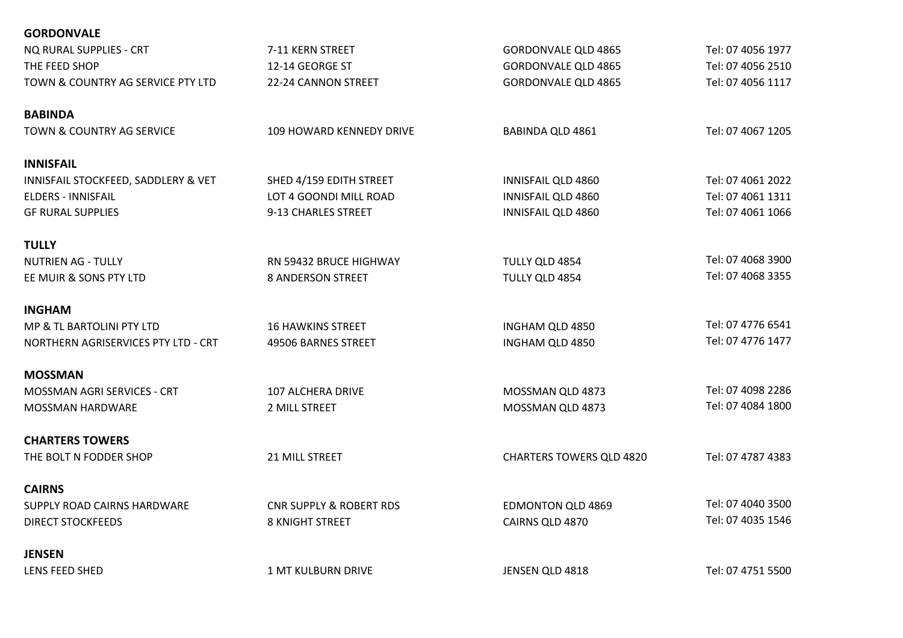**GORDONVALE**

| | | | |
|---|---|---|---|
| NQ RURAL SUPPLIES - CRT | 7-11 KERN STREET | GORDONVALE QLD 4865 | Tel: 07 4056 1977 |
| THE FEED SHOP | 12-14 GEORGE ST | GORDONVALE QLD 4865 | Tel: 07 4056 2510 |
| TOWN & COUNTRY AG SERVICE PTY LTD | 22-24 CANNON STREET | GORDONVALE QLD 4865 | Tel: 07 4056 1117 |

**BABINDA**

| | | | |
|---|---|---|---|
| TOWN & COUNTRY AG SERVICE | 109 HOWARD KENNEDY DRIVE | BABINDA QLD 4861 | Tel: 07 4067 1205 |

**INNISFAIL**

| | | | |
|---|---|---|---|
| INNISFAIL STOCKFEED, SADDLERY & VET | SHED 4/159 EDITH STREET | INNISFAIL QLD 4860 | Tel: 07 4061 2022 |
| ELDERS - INNISFAIL | LOT 4 GOONDI MILL ROAD | INNISFAIL QLD 4860 | Tel: 07 4061 1311 |
| GF RURAL SUPPLIES | 9-13 CHARLES STREET | INNISFAIL QLD 4860 | Tel: 07 4061 1066 |

**TULLY**

| | | | |
|---|---|---|---|
| NUTRIEN AG - TULLY | RN 59432 BRUCE HIGHWAY | TULLY QLD 4854 | Tel: 07 4068 3900 |
| EE MUIR & SONS PTY LTD | 8 ANDERSON STREET | TULLY QLD 4854 | Tel: 07 4068 3355 |

**INGHAM**

| | | | |
|---|---|---|---|
| MP & TL BARTOLINI PTY LTD | 16 HAWKINS STREET | INGHAM QLD 4850 | Tel: 07 4776 6541 |
| NORTHERN AGRISERVICES PTY LTD - CRT | 49506 BARNES STREET | INGHAM QLD 4850 | Tel: 07 4776 1477 |

**MOSSMAN**

| | | | |
|---|---|---|---|
| MOSSMAN AGRI SERVICES - CRT | 107 ALCHERA DRIVE | MOSSMAN QLD 4873 | Tel: 07 4098 2286 |
| MOSSMAN HARDWARE | 2 MILL STREET | MOSSMAN QLD 4873 | Tel: 07 4084 1800 |

**CHARTERS TOWERS**

| | | | |
|---|---|---|---|
| THE BOLT N FODDER SHOP | 21 MILL STREET | CHARTERS TOWERS QLD 4820 | Tel: 07 4787 4383 |

**CAIRNS**

| | | | |
|---|---|---|---|
| SUPPLY ROAD CAIRNS HARDWARE | CNR SUPPLY & ROBERT RDS | EDMONTON QLD 4869 | Tel: 07 4040 3500 |
| DIRECT STOCKFEEDS | 8 KNIGHT STREET | CAIRNS QLD 4870 | Tel: 07 4035 1546 |

**JENSEN**

| | | | |
|---|---|---|---|
| LENS FEED SHED | 1 MT KULBURN DRIVE | JENSEN QLD 4818 | Tel: 07 4751 5500 |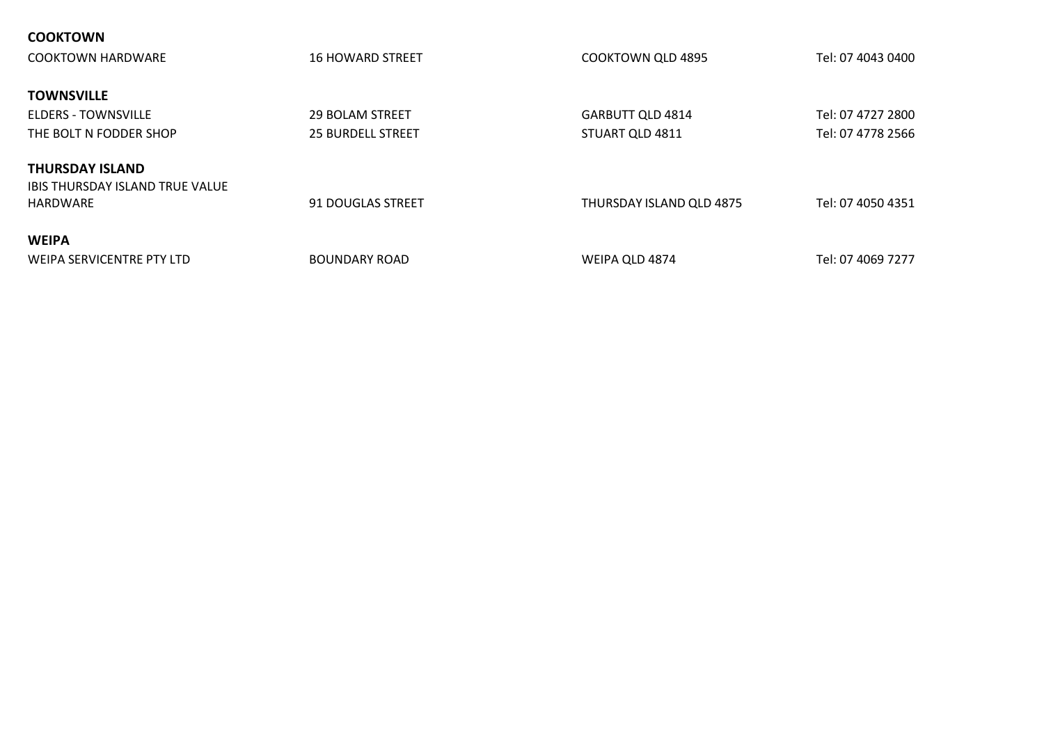**COOKTOWN**

| | | | |
|---|---|---|---|
| COOKTOWN HARDWARE | 16 HOWARD STREET | COOKTOWN QLD 4895 | Tel: 07 4043 0400 |

**TOWNSVILLE**

| | | | |
|---|---|---|---|
| ELDERS - TOWNSVILLE | 29 BOLAM STREET | GARBUTT QLD 4814 | Tel: 07 4727 2800 |
| THE BOLT N FODDER SHOP | 25 BURDELL STREET | STUART QLD 4811 | Tel: 07 4778 2566 |

**THURSDAY ISLAND**

| | | | |
|---|---|---|---|
| IBIS THURSDAY ISLAND TRUE VALUE HARDWARE | 91 DOUGLAS STREET | THURSDAY ISLAND QLD 4875 | Tel: 07 4050 4351 |

**WEIPA**

| | | | |
|---|---|---|---|
| WEIPA SERVICENTRE PTY LTD | BOUNDARY ROAD | WEIPA QLD 4874 | Tel: 07 4069 7277 |